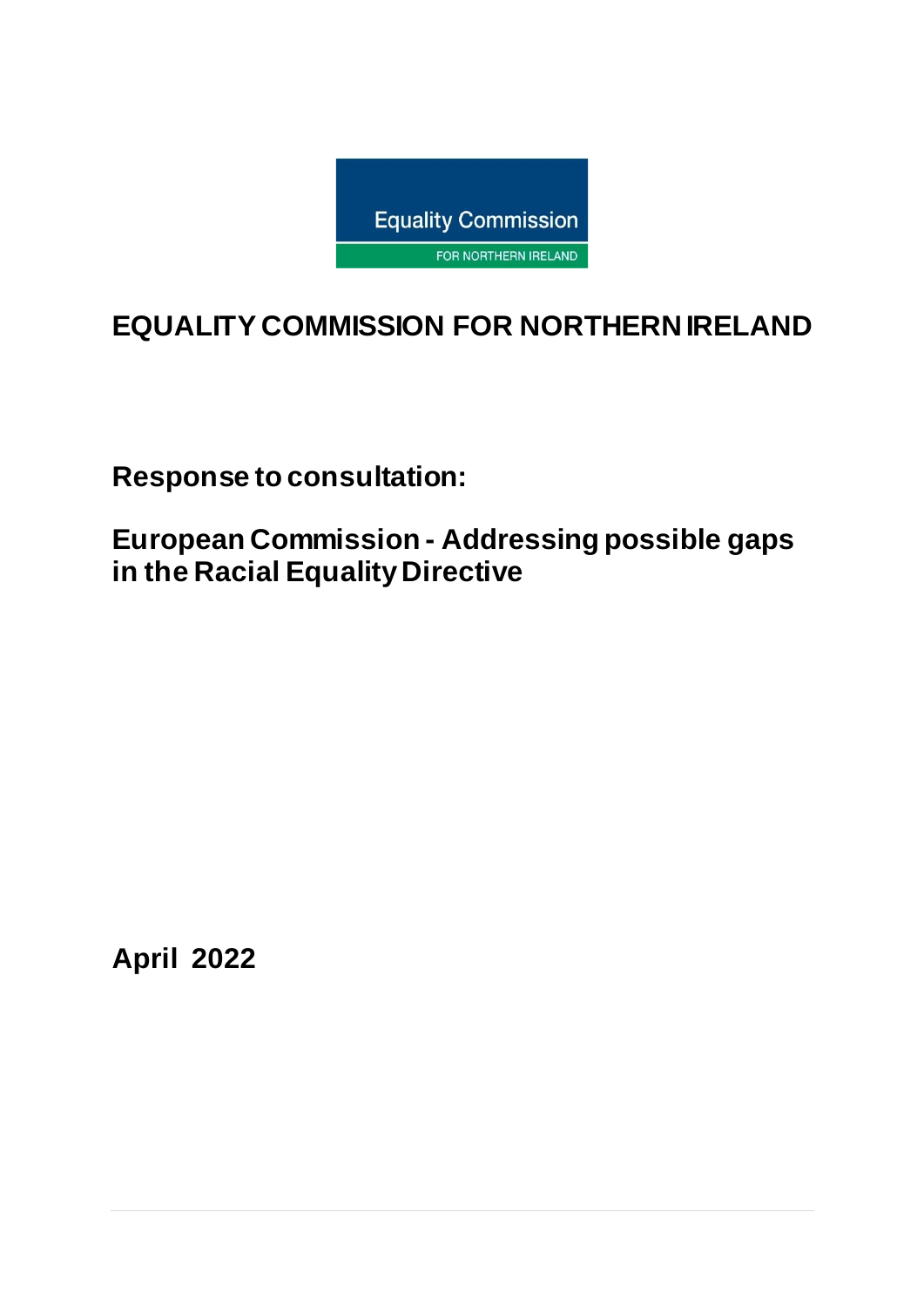Equality Commission

FOR NORTHERN IRELAND

# EQUALITY COMMISSION FOR NORTHERN IRELAND

## Response to consultation:

## European Commission - Addressing possible gaps in the Racial Equality Directive

**April 2022**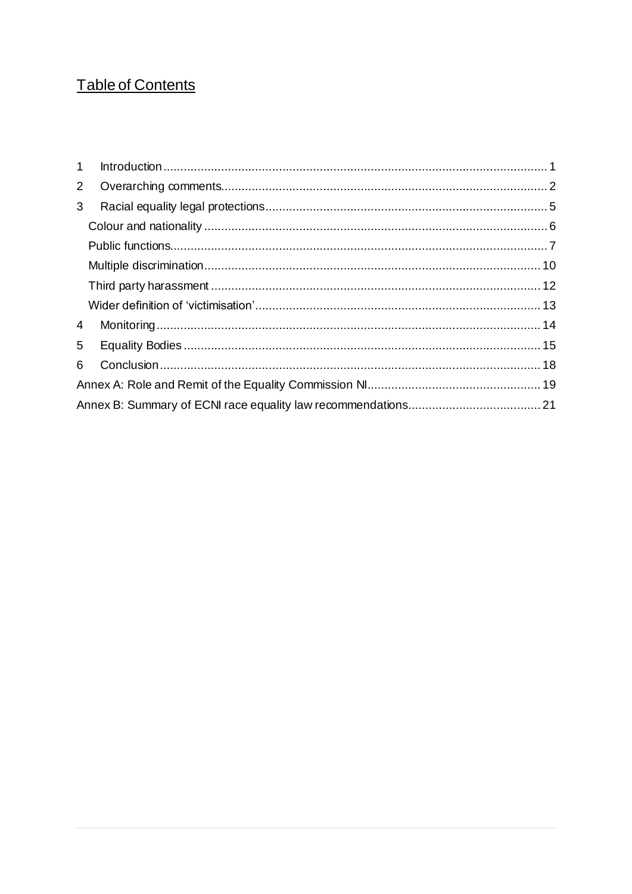## Table of Contents

1 Introduction ... 1
2 Overarching comments ... 2
3 Racial equality legal protections ... 5
  Colour and nationality ... 6
  Public functions ... 7
  Multiple discrimination ... 10
  Third party harassment ... 12
  Wider definition of 'victimisation' ... 13
4 Monitoring ... 14
5 Equality Bodies ... 15
6 Conclusion ... 18
Annex A: Role and Remit of the Equality Commission NI ... 19
Annex B: Summary of ECNI race equality law recommendations ... 21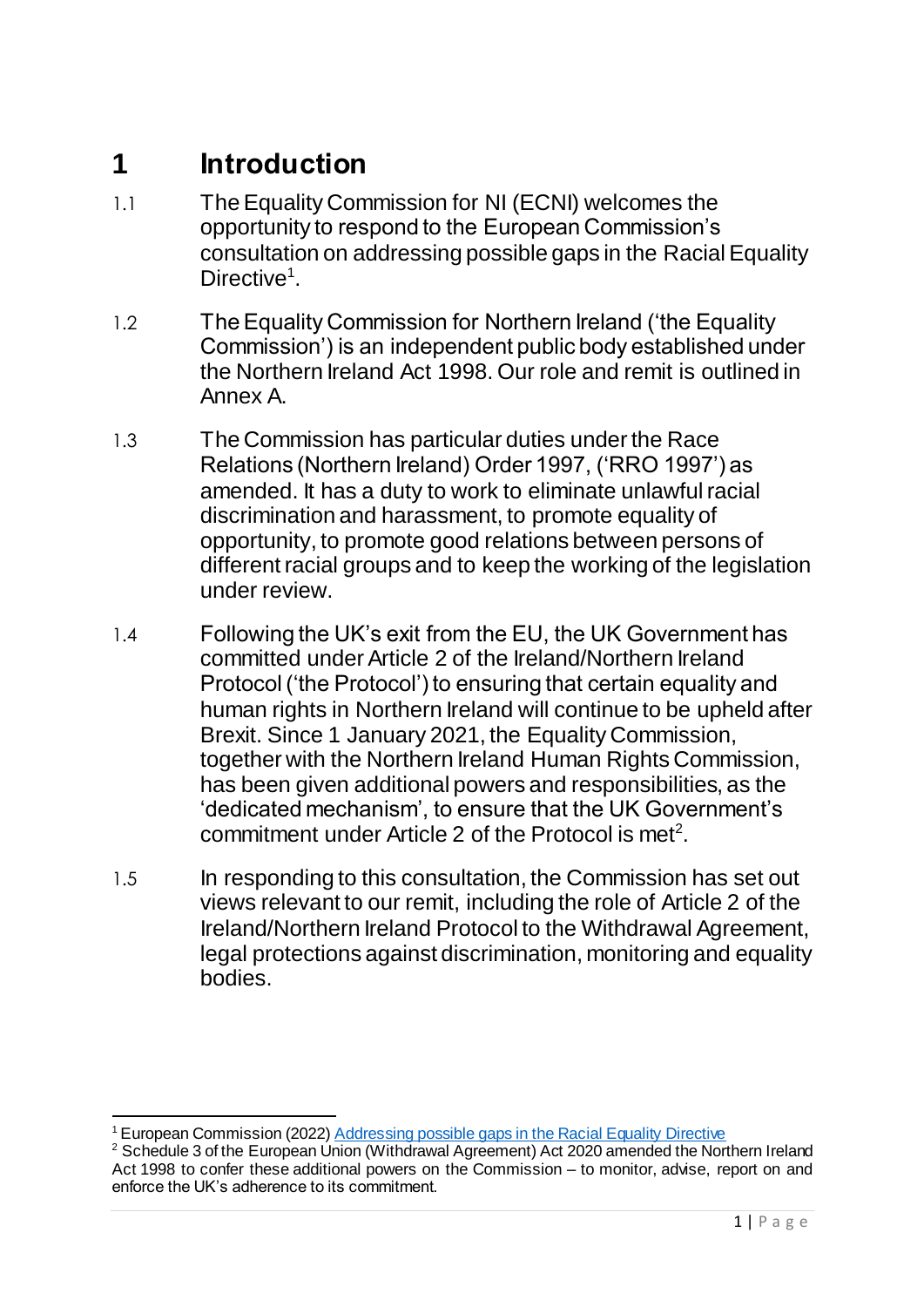# 1 Introduction

1.1 The Equality Commission for NI (ECNI) welcomes the opportunity to respond to the European Commission's consultation on addressing possible gaps in the Racial Equality Directive[1].

1.2 The Equality Commission for Northern Ireland ('the Equality Commission') is an independent public body established under the Northern Ireland Act 1998. Our role and remit is outlined in Annex A.

1.3 The Commission has particular duties under the Race Relations (Northern Ireland) Order 1997, ('RRO 1997') as amended. It has a duty to work to eliminate unlawful racial discrimination and harassment, to promote equality of opportunity, to promote good relations between persons of different racial groups and to keep the working of the legislation under review.

1.4 Following the UK's exit from the EU, the UK Government has committed under Article 2 of the Ireland/Northern Ireland Protocol ('the Protocol') to ensuring that certain equality and human rights in Northern Ireland will continue to be upheld after Brexit. Since 1 January 2021, the Equality Commission, together with the Northern Ireland Human Rights Commission, has been given additional powers and responsibilities, as the 'dedicated mechanism', to ensure that the UK Government's commitment under Article 2 of the Protocol is met[2].

1.5 In responding to this consultation, the Commission has set out views relevant to our remit, including the role of Article 2 of the Ireland/Northern Ireland Protocol to the Withdrawal Agreement, legal protections against discrimination, monitoring and equality bodies.

---

[1] European Commission (2022) Addressing possible gaps in the Racial Equality Directive

[2] Schedule 3 of the European Union (Withdrawal Agreement) Act 2020 amended the Northern Ireland Act 1998 to confer these additional powers on the Commission – to monitor, advise, report on and enforce the UK's adherence to its commitment.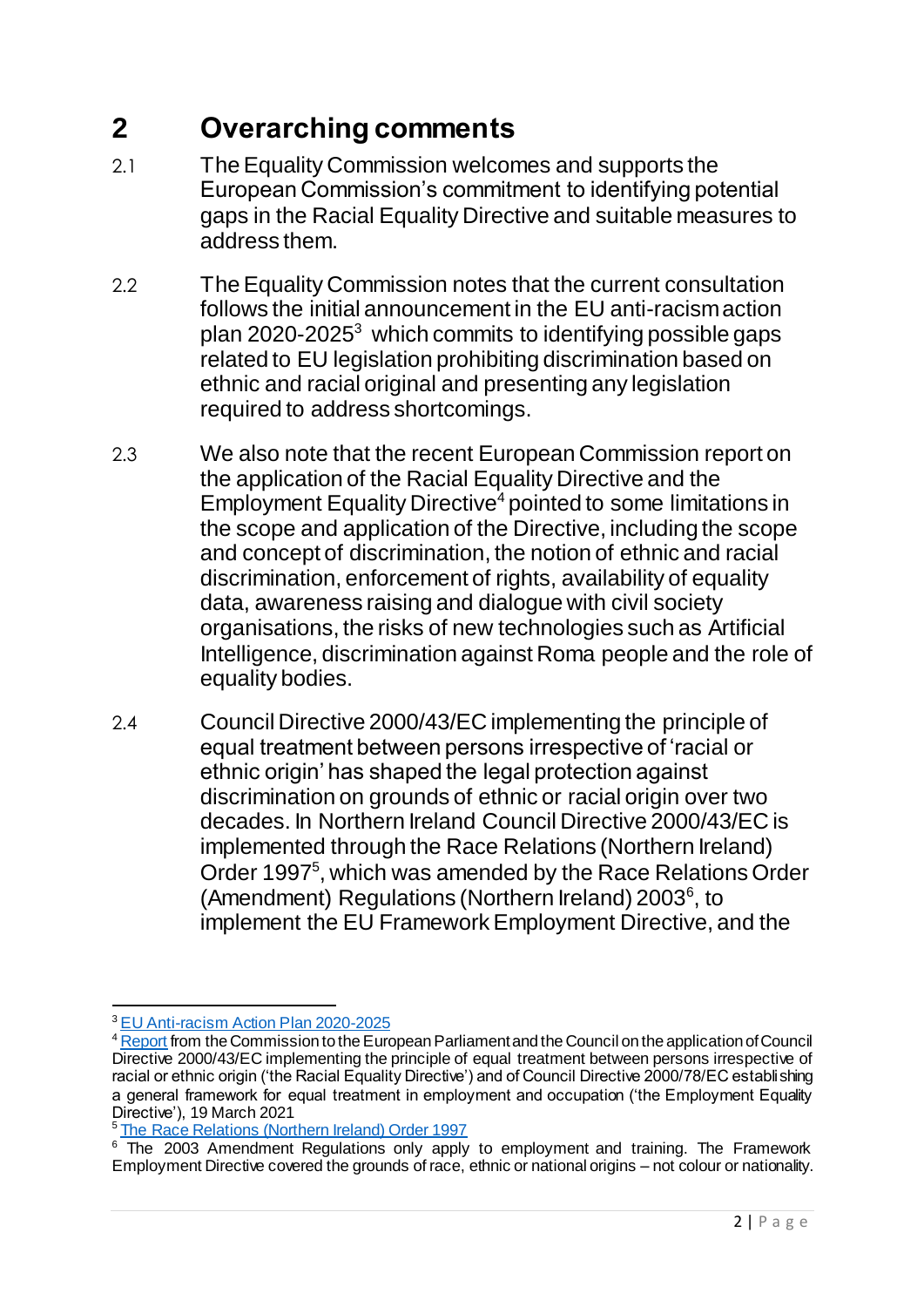## 2 Overarching comments

2.1 The Equality Commission welcomes and supports the European Commission's commitment to identifying potential gaps in the Racial Equality Directive and suitable measures to address them.

2.2 The Equality Commission notes that the current consultation follows the initial announcement in the EU anti-racism action plan 2020-2025[3] which commits to identifying possible gaps related to EU legislation prohibiting discrimination based on ethnic and racial original and presenting any legislation required to address shortcomings.

2.3 We also note that the recent European Commission report on the application of the Racial Equality Directive and the Employment Equality Directive[4] pointed to some limitations in the scope and application of the Directive, including the scope and concept of discrimination, the notion of ethnic and racial discrimination, enforcement of rights, availability of equality data, awareness raising and dialogue with civil society organisations, the risks of new technologies such as Artificial Intelligence, discrimination against Roma people and the role of equality bodies.

2.4 Council Directive 2000/43/EC implementing the principle of equal treatment between persons irrespective of 'racial or ethnic origin' has shaped the legal protection against discrimination on grounds of ethnic or racial origin over two decades. In Northern Ireland Council Directive 2000/43/EC is implemented through the Race Relations (Northern Ireland) Order 1997[5], which was amended by the Race Relations Order (Amendment) Regulations (Northern Ireland) 2003[6], to implement the EU Framework Employment Directive, and the

---

[3] EU Anti-racism Action Plan 2020-2025

[4] Report from the Commission to the European Parliament and the Council on the application of Council Directive 2000/43/EC implementing the principle of equal treatment between persons irrespective of racial or ethnic origin ('the Racial Equality Directive') and of Council Directive 2000/78/EC establishing a general framework for equal treatment in employment and occupation ('the Employment Equality Directive'), 19 March 2021

[5] The Race Relations (Northern Ireland) Order 1997

[6] The 2003 Amendment Regulations only apply to employment and training. The Framework Employment Directive covered the grounds of race, ethnic or national origins – not colour or nationality.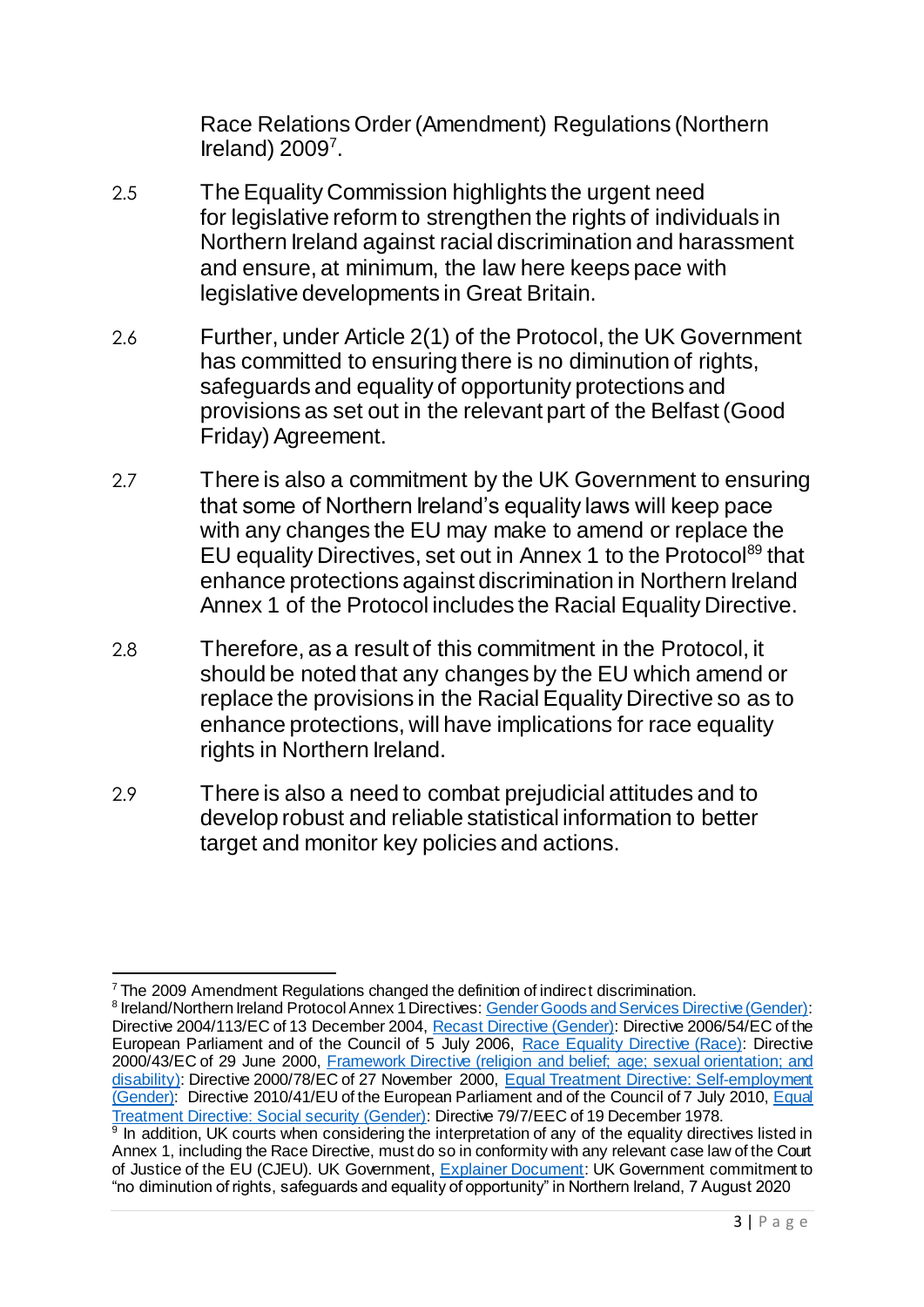Race Relations Order (Amendment) Regulations (Northern Ireland) 2009[7].

2.5 The Equality Commission highlights the urgent need for legislative reform to strengthen the rights of individuals in Northern Ireland against racial discrimination and harassment and ensure, at minimum, the law here keeps pace with legislative developments in Great Britain.

2.6 Further, under Article 2(1) of the Protocol, the UK Government has committed to ensuring there is no diminution of rights, safeguards and equality of opportunity protections and provisions as set out in the relevant part of the Belfast (Good Friday) Agreement.

2.7 There is also a commitment by the UK Government to ensuring that some of Northern Ireland's equality laws will keep pace with any changes the EU may make to amend or replace the EU equality Directives, set out in Annex 1 to the Protocol[8][9] that enhance protections against discrimination in Northern Ireland Annex 1 of the Protocol includes the Racial Equality Directive.

2.8 Therefore, as a result of this commitment in the Protocol, it should be noted that any changes by the EU which amend or replace the provisions in the Racial Equality Directive so as to enhance protections, will have implications for race equality rights in Northern Ireland.

2.9 There is also a need to combat prejudicial attitudes and to develop robust and reliable statistical information to better target and monitor key policies and actions.

---

[7] The 2009 Amendment Regulations changed the definition of indirect discrimination.

[8] Ireland/Northern Ireland Protocol Annex 1 Directives: Gender Goods and Services Directive (Gender): Directive 2004/113/EC of 13 December 2004, Recast Directive (Gender): Directive 2006/54/EC of the European Parliament and of the Council of 5 July 2006, Race Equality Directive (Race): Directive 2000/43/EC of 29 June 2000, Framework Directive (religion and belief; age; sexual orientation; and disability): Directive 2000/78/EC of 27 November 2000, Equal Treatment Directive: Self-employment (Gender): Directive 2010/41/EU of the European Parliament and of the Council of 7 July 2010, Equal Treatment Directive: Social security (Gender): Directive 79/7/EEC of 19 December 1978.

[9] In addition, UK courts when considering the interpretation of any of the equality directives listed in Annex 1, including the Race Directive, must do so in conformity with any relevant case law of the Court of Justice of the EU (CJEU). UK Government, Explainer Document: UK Government commitment to "no diminution of rights, safeguards and equality of opportunity" in Northern Ireland, 7 August 2020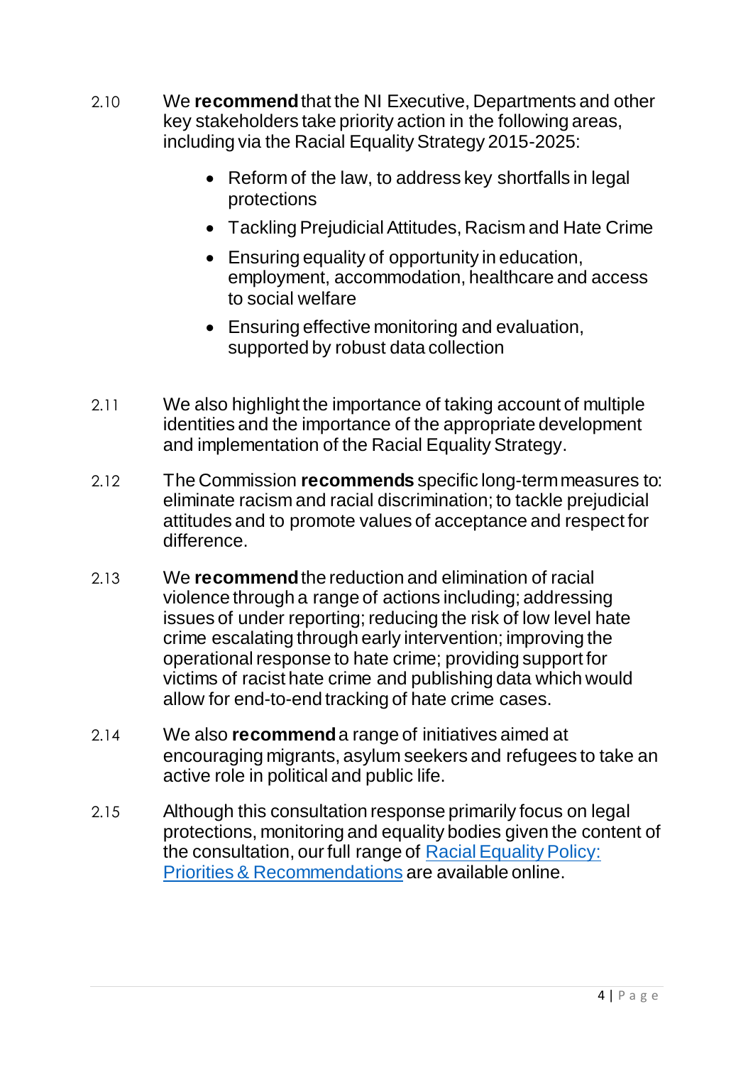2.10 We **recommend** that the NI Executive, Departments and other key stakeholders take priority action in the following areas, including via the Racial Equality Strategy 2015-2025:

- Reform of the law, to address key shortfalls in legal protections
- Tackling Prejudicial Attitudes, Racism and Hate Crime
- Ensuring equality of opportunity in education, employment, accommodation, healthcare and access to social welfare
- Ensuring effective monitoring and evaluation, supported by robust data collection

2.11 We also highlight the importance of taking account of multiple identities and the importance of the appropriate development and implementation of the Racial Equality Strategy.

2.12 The Commission **recommends** specific long-term measures to: eliminate racism and racial discrimination; to tackle prejudicial attitudes and to promote values of acceptance and respect for difference.

2.13 We **recommend** the reduction and elimination of racial violence through a range of actions including; addressing issues of under reporting; reducing the risk of low level hate crime escalating through early intervention; improving the operational response to hate crime; providing support for victims of racist hate crime and publishing data which would allow for end-to-end tracking of hate crime cases.

2.14 We also **recommend** a range of initiatives aimed at encouraging migrants, asylum seekers and refugees to take an active role in political and public life.

2.15 Although this consultation response primarily focus on legal protections, monitoring and equality bodies given the content of the consultation, our full range of Racial Equality Policy: Priorities & Recommendations are available online.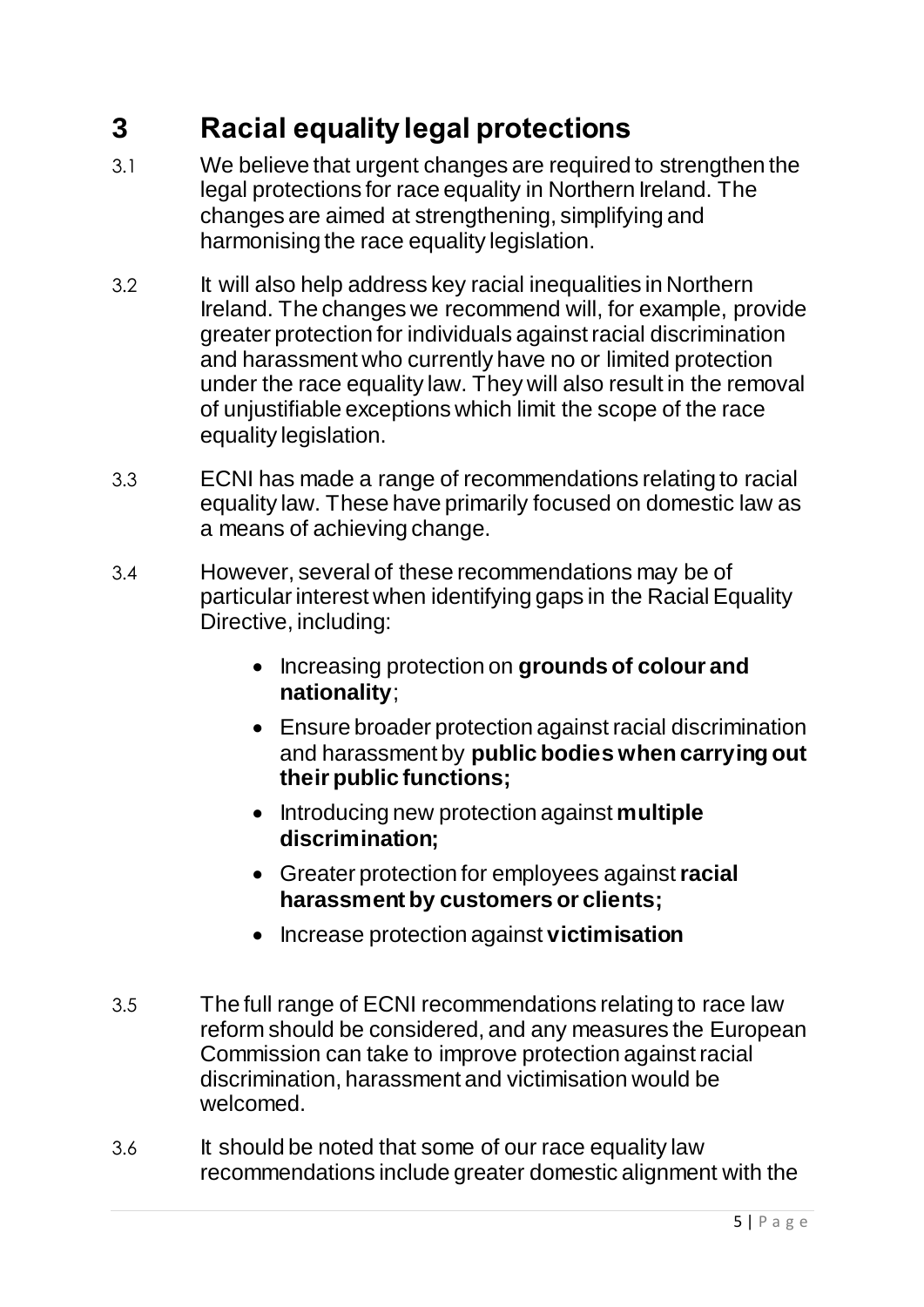# 3 Racial equality legal protections

3.1 We believe that urgent changes are required to strengthen the legal protections for race equality in Northern Ireland. The changes are aimed at strengthening, simplifying and harmonising the race equality legislation.

3.2 It will also help address key racial inequalities in Northern Ireland. The changes we recommend will, for example, provide greater protection for individuals against racial discrimination and harassment who currently have no or limited protection under the race equality law. They will also result in the removal of unjustifiable exceptions which limit the scope of the race equality legislation.

3.3 ECNI has made a range of recommendations relating to racial equality law. These have primarily focused on domestic law as a means of achieving change.

3.4 However, several of these recommendations may be of particular interest when identifying gaps in the Racial Equality Directive, including:

- Increasing protection on **grounds of colour and nationality**;
- Ensure broader protection against racial discrimination and harassment by **public bodies when carrying out their public functions;**
- Introducing new protection against **multiple discrimination;**
- Greater protection for employees against **racial harassment by customers or clients;**
- Increase protection against **victimisation**

3.5 The full range of ECNI recommendations relating to race law reform should be considered, and any measures the European Commission can take to improve protection against racial discrimination, harassment and victimisation would be welcomed.

3.6 It should be noted that some of our race equality law recommendations include greater domestic alignment with the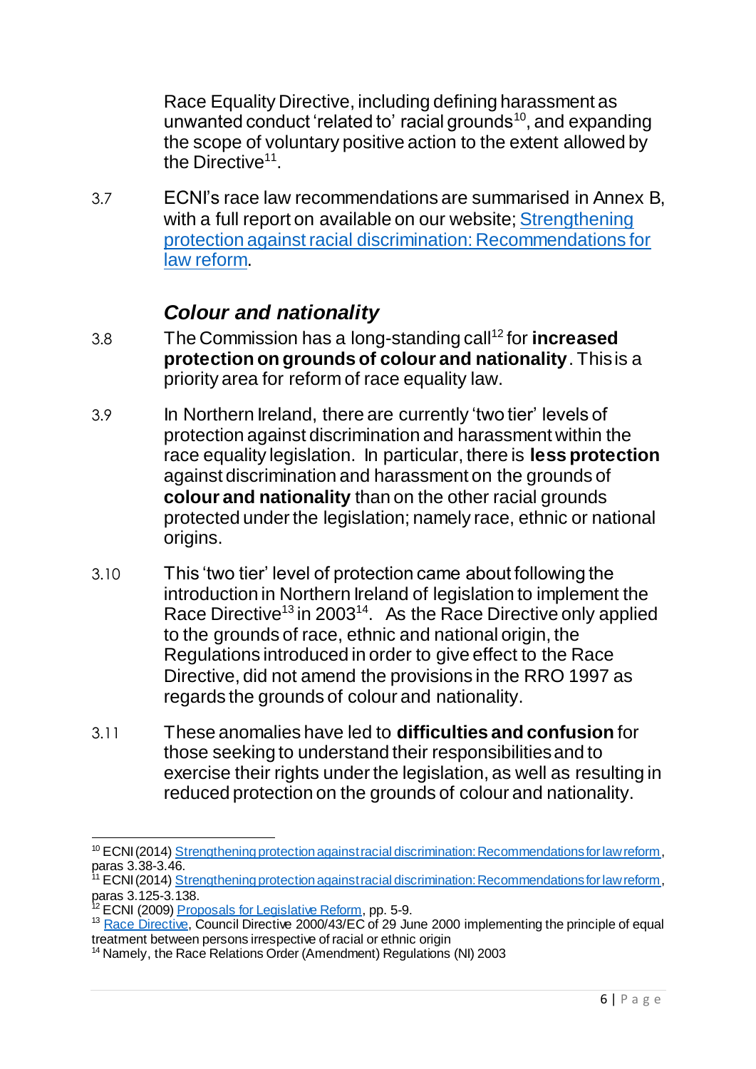Race Equality Directive, including defining harassment as unwanted conduct 'related to' racial grounds[10], and expanding the scope of voluntary positive action to the extent allowed by the Directive[11].

3.7 ECNI's race law recommendations are summarised in Annex B, with a full report on available on our website; [Strengthening protection against racial discrimination: Recommendations for law reform](#).

### *Colour and nationality*

3.8 The Commission has a long-standing call[12] for **increased protection on grounds of colour and nationality**. This is a priority area for reform of race equality law.

3.9 In Northern Ireland, there are currently 'two tier' levels of protection against discrimination and harassment within the race equality legislation. In particular, there is **less protection** against discrimination and harassment on the grounds of **colour and nationality** than on the other racial grounds protected under the legislation; namely race, ethnic or national origins.

3.10 This 'two tier' level of protection came about following the introduction in Northern Ireland of legislation to implement the Race Directive[13] in 2003[14]. As the Race Directive only applied to the grounds of race, ethnic and national origin, the Regulations introduced in order to give effect to the Race Directive, did not amend the provisions in the RRO 1997 as regards the grounds of colour and nationality.

3.11 These anomalies have led to **difficulties and confusion** for those seeking to understand their responsibilities and to exercise their rights under the legislation, as well as resulting in reduced protection on the grounds of colour and nationality.

---

[10] ECNI (2014) Strengthening protection against racial discrimination: Recommendations for law reform, paras 3.38-3.46.

[11] ECNI (2014) Strengthening protection against racial discrimination: Recommendations for law reform, paras 3.125-3.138.

[12] ECNI (2009) Proposals for Legislative Reform, pp. 5-9.

[13] Race Directive, Council Directive 2000/43/EC of 29 June 2000 implementing the principle of equal treatment between persons irrespective of racial or ethnic origin

[14] Namely, the Race Relations Order (Amendment) Regulations (NI) 2003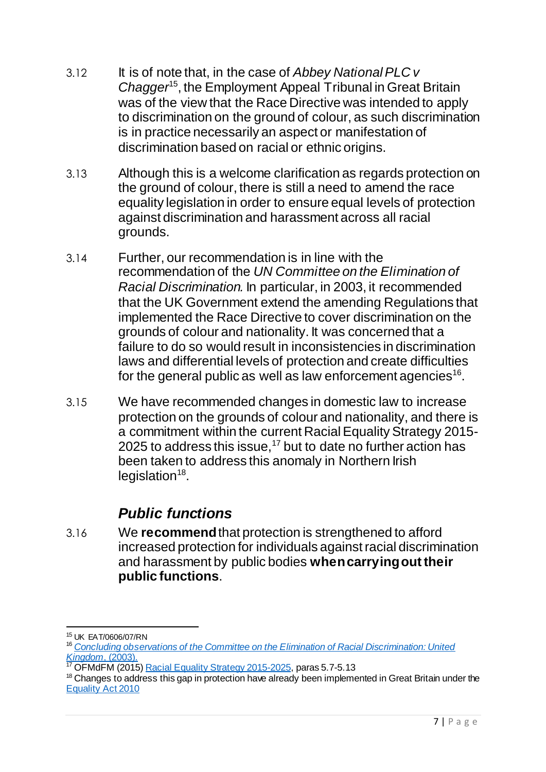3.12 It is of note that, in the case of *Abbey National PLC v Chagger*[15], the Employment Appeal Tribunal in Great Britain was of the view that the Race Directive was intended to apply to discrimination on the ground of colour, as such discrimination is in practice necessarily an aspect or manifestation of discrimination based on racial or ethnic origins.

3.13 Although this is a welcome clarification as regards protection on the ground of colour, there is still a need to amend the race equality legislation in order to ensure equal levels of protection against discrimination and harassment across all racial grounds.

3.14 Further, our recommendation is in line with the recommendation of the *UN Committee on the Elimination of Racial Discrimination.* In particular, in 2003, it recommended that the UK Government extend the amending Regulations that implemented the Race Directive to cover discrimination on the grounds of colour and nationality. It was concerned that a failure to do so would result in inconsistencies in discrimination laws and differential levels of protection and create difficulties for the general public as well as law enforcement agencies[16].

3.15 We have recommended changes in domestic law to increase protection on the grounds of colour and nationality, and there is a commitment within the current Racial Equality Strategy 2015-2025 to address this issue,[17] but to date no further action has been taken to address this anomaly in Northern Irish legislation[18].

### *Public functions*

3.16 We **recommend** that protection is strengthened to afford increased protection for individuals against racial discrimination and harassment by public bodies **when carrying out their public functions**.

---

[15] UK EAT/0606/07/RN

[16] *Concluding observations of the Committee on the Elimination of Racial Discrimination: United Kingdom*. (2003).

[17] OFMdFM (2015) Racial Equality Strategy 2015-2025, paras 5.7-5.13

[18] Changes to address this gap in protection have already been implemented in Great Britain under the Equality Act 2010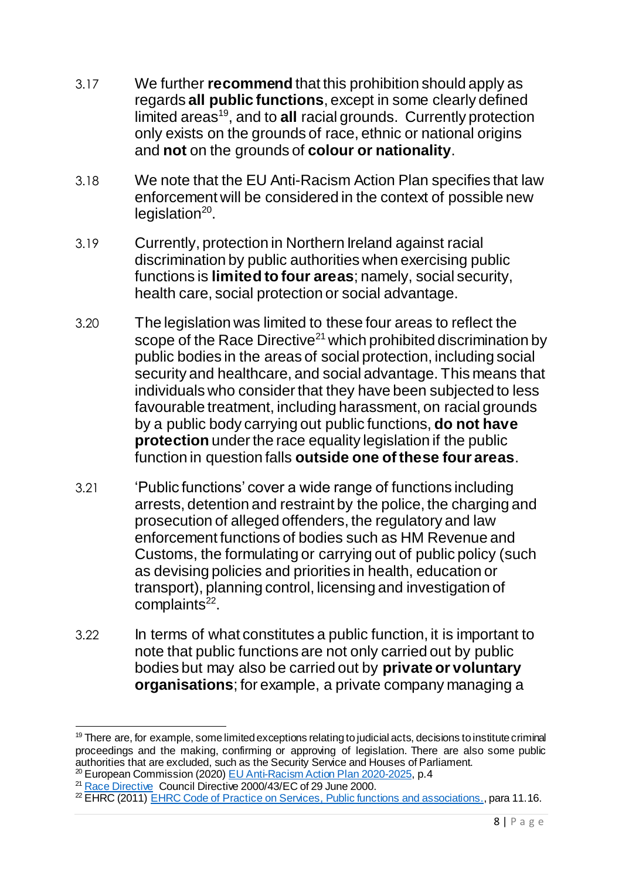3.17 We further **recommend** that this prohibition should apply as regards **all public functions**, except in some clearly defined limited areas[19], and to **all** racial grounds. Currently protection only exists on the grounds of race, ethnic or national origins and **not** on the grounds of **colour or nationality**.

3.18 We note that the EU Anti-Racism Action Plan specifies that law enforcement will be considered in the context of possible new legislation[20].

3.19 Currently, protection in Northern Ireland against racial discrimination by public authorities when exercising public functions is **limited to four areas**; namely, social security, health care, social protection or social advantage.

3.20 The legislation was limited to these four areas to reflect the scope of the Race Directive[21] which prohibited discrimination by public bodies in the areas of social protection, including social security and healthcare, and social advantage. This means that individuals who consider that they have been subjected to less favourable treatment, including harassment, on racial grounds by a public body carrying out public functions, **do not have protection** under the race equality legislation if the public function in question falls **outside one of these four areas**.

3.21 'Public functions' cover a wide range of functions including arrests, detention and restraint by the police, the charging and prosecution of alleged offenders, the regulatory and law enforcement functions of bodies such as HM Revenue and Customs, the formulating or carrying out of public policy (such as devising policies and priorities in health, education or transport), planning control, licensing and investigation of complaints[22].

3.22 In terms of what constitutes a public function, it is important to note that public functions are not only carried out by public bodies but may also be carried out by **private or voluntary organisations**; for example, a private company managing a

---

[19] There are, for example, some limited exceptions relating to judicial acts, decisions to institute criminal proceedings and the making, confirming or approving of legislation. There are also some public authorities that are excluded, such as the Security Service and Houses of Parliament.

[20] European Commission (2020) EU Anti-Racism Action Plan 2020-2025, p.4

[21] Race Directive Council Directive 2000/43/EC of 29 June 2000.

[22] EHRC (2011) EHRC Code of Practice on Services, Public functions and associations., para 11.16.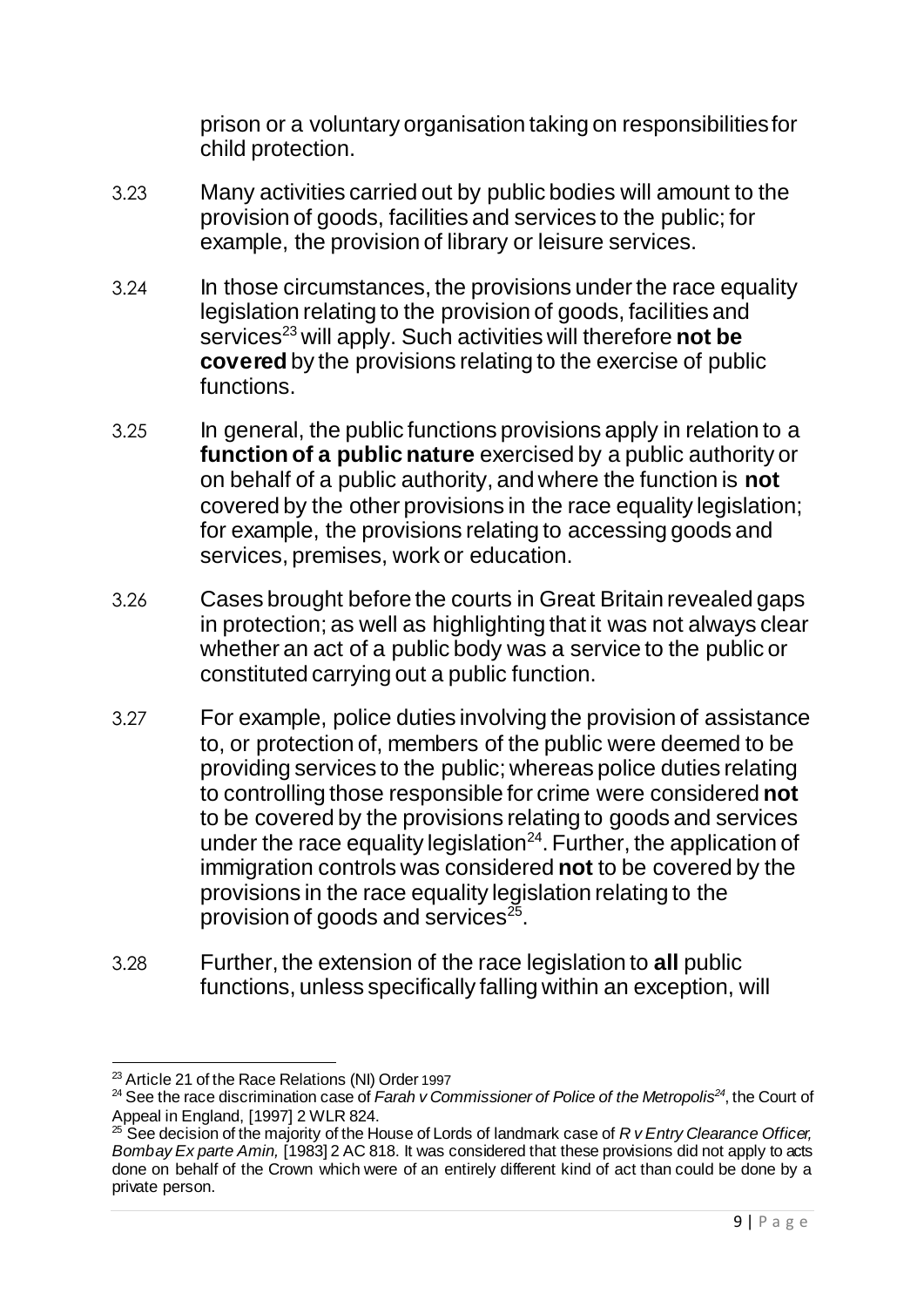prison or a voluntary organisation taking on responsibilities for child protection.

3.23 Many activities carried out by public bodies will amount to the provision of goods, facilities and services to the public; for example, the provision of library or leisure services.

3.24 In those circumstances, the provisions under the race equality legislation relating to the provision of goods, facilities and services[23] will apply. Such activities will therefore **not be covered** by the provisions relating to the exercise of public functions.

3.25 In general, the public functions provisions apply in relation to a **function of a public nature** exercised by a public authority or on behalf of a public authority, and where the function is **not** covered by the other provisions in the race equality legislation; for example, the provisions relating to accessing goods and services, premises, work or education.

3.26 Cases brought before the courts in Great Britain revealed gaps in protection; as well as highlighting that it was not always clear whether an act of a public body was a service to the public or constituted carrying out a public function.

3.27 For example, police duties involving the provision of assistance to, or protection of, members of the public were deemed to be providing services to the public; whereas police duties relating to controlling those responsible for crime were considered **not** to be covered by the provisions relating to goods and services under the race equality legislation[24]. Further, the application of immigration controls was considered **not** to be covered by the provisions in the race equality legislation relating to the provision of goods and services[25].

3.28 Further, the extension of the race legislation to **all** public functions, unless specifically falling within an exception, will

---

[23] Article 21 of the Race Relations (NI) Order 1997

[24] See the race discrimination case of *Farah v Commissioner of Police of the Metropolis[24]*, the Court of Appeal in England, [1997] 2 WLR 824.

[25] See decision of the majority of the House of Lords of landmark case of *R v Entry Clearance Officer, Bombay Ex parte Amin,* [1983] 2 AC 818. It was considered that these provisions did not apply to acts done on behalf of the Crown which were of an entirely different kind of act than could be done by a private person.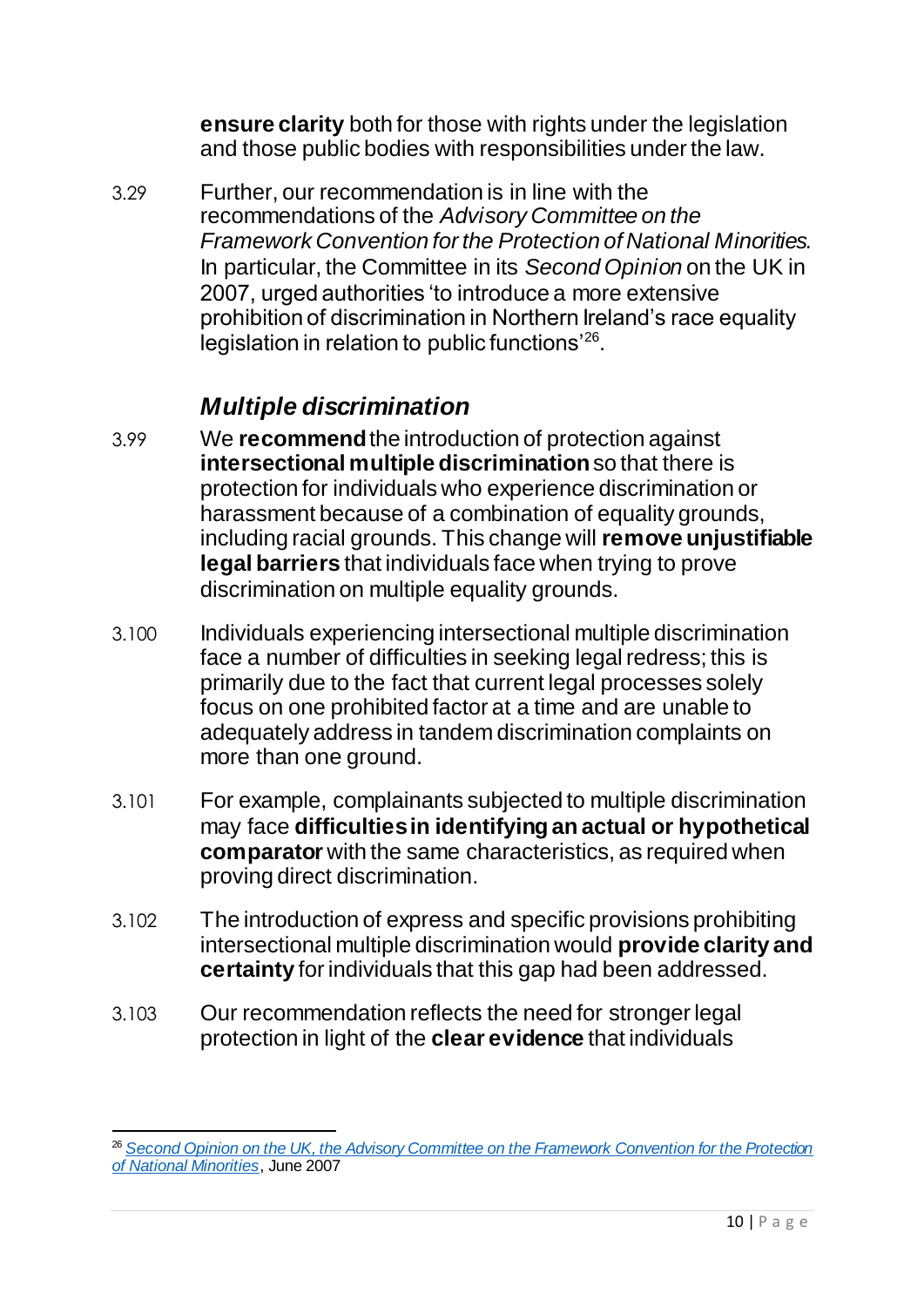**ensure clarity** both for those with rights under the legislation and those public bodies with responsibilities under the law.

3.29 Further, our recommendation is in line with the recommendations of the *Advisory Committee on the Framework Convention for the Protection of National Minorities.* In particular, the Committee in its *Second Opinion* on the UK in 2007, urged authorities 'to introduce a more extensive prohibition of discrimination in Northern Ireland's race equality legislation in relation to public functions'[26].

### *Multiple discrimination*

3.99 We **recommend** the introduction of protection against **intersectional multiple discrimination** so that there is protection for individuals who experience discrimination or harassment because of a combination of equality grounds, including racial grounds. This change will **remove unjustifiable legal barriers** that individuals face when trying to prove discrimination on multiple equality grounds.

3.100 Individuals experiencing intersectional multiple discrimination face a number of difficulties in seeking legal redress; this is primarily due to the fact that current legal processes solely focus on one prohibited factor at a time and are unable to adequately address in tandem discrimination complaints on more than one ground.

3.101 For example, complainants subjected to multiple discrimination may face **difficulties in identifying an actual or hypothetical comparator** with the same characteristics, as required when proving direct discrimination.

3.102 The introduction of express and specific provisions prohibiting intersectional multiple discrimination would **provide clarity and certainty** for individuals that this gap had been addressed.

3.103 Our recommendation reflects the need for stronger legal protection in light of the **clear evidence** that individuals

---

[26] *Second Opinion on the UK, the Advisory Committee on the Framework Convention for the Protection of National Minorities*, June 2007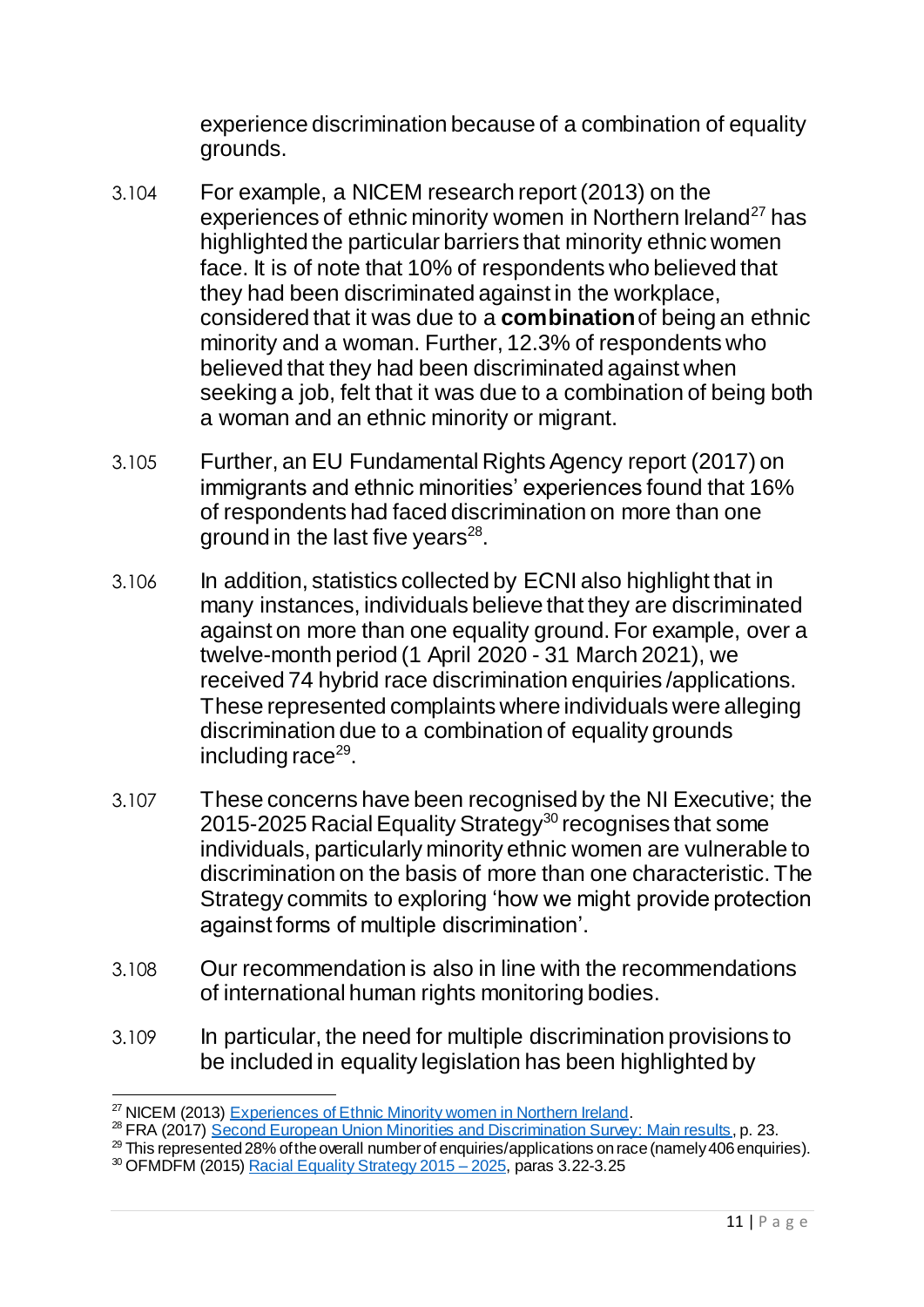experience discrimination because of a combination of equality grounds.

3.104 For example, a NICEM research report (2013) on the experiences of ethnic minority women in Northern Ireland[27] has highlighted the particular barriers that minority ethnic women face. It is of note that 10% of respondents who believed that they had been discriminated against in the workplace, considered that it was due to a **combination** of being an ethnic minority and a woman. Further, 12.3% of respondents who believed that they had been discriminated against when seeking a job, felt that it was due to a combination of being both a woman and an ethnic minority or migrant.

3.105 Further, an EU Fundamental Rights Agency report (2017) on immigrants and ethnic minorities' experiences found that 16% of respondents had faced discrimination on more than one ground in the last five years[28].

3.106 In addition, statistics collected by ECNI also highlight that in many instances, individuals believe that they are discriminated against on more than one equality ground. For example, over a twelve-month period (1 April 2020 - 31 March 2021), we received 74 hybrid race discrimination enquiries /applications. These represented complaints where individuals were alleging discrimination due to a combination of equality grounds including race[29].

3.107 These concerns have been recognised by the NI Executive; the 2015-2025 Racial Equality Strategy[30] recognises that some individuals, particularly minority ethnic women are vulnerable to discrimination on the basis of more than one characteristic. The Strategy commits to exploring 'how we might provide protection against forms of multiple discrimination'.

3.108 Our recommendation is also in line with the recommendations of international human rights monitoring bodies.

3.109 In particular, the need for multiple discrimination provisions to be included in equality legislation has been highlighted by

---

[27] NICEM (2013) [Experiences of Ethnic Minority women in Northern Ireland](#).

[28] FRA (2017) [Second European Union Minorities and Discrimination Survey: Main results](#), p. 23.

[29] This represented 28% of the overall number of enquiries/applications on race (namely 406 enquiries).

[30] OFMDFM (2015) [Racial Equality Strategy 2015 – 2025](#), paras 3.22-3.25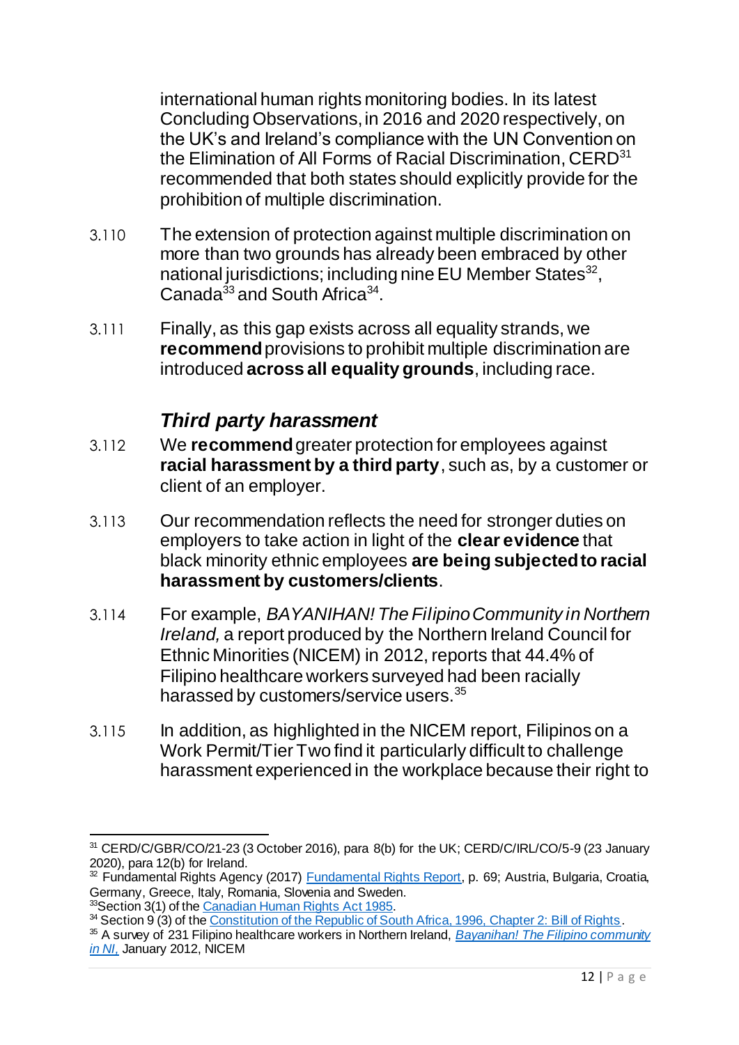international human rights monitoring bodies. In its latest Concluding Observations, in 2016 and 2020 respectively, on the UK's and Ireland's compliance with the UN Convention on the Elimination of All Forms of Racial Discrimination, CERD[31] recommended that both states should explicitly provide for the prohibition of multiple discrimination.

3.110 The extension of protection against multiple discrimination on more than two grounds has already been embraced by other national jurisdictions; including nine EU Member States[32], Canada[33] and South Africa[34].

3.111 Finally, as this gap exists across all equality strands, we **recommend** provisions to prohibit multiple discrimination are introduced **across all equality grounds**, including race.

### *Third party harassment*

3.112 We **recommend** greater protection for employees against **racial harassment by a third party**, such as, by a customer or client of an employer.

3.113 Our recommendation reflects the need for stronger duties on employers to take action in light of the **clear evidence** that black minority ethnic employees **are being subjected to racial harassment by customers/clients**.

3.114 For example, *BAYANIHAN! The Filipino Community in Northern Ireland,* a report produced by the Northern Ireland Council for Ethnic Minorities (NICEM) in 2012, reports that 44.4% of Filipino healthcare workers surveyed had been racially harassed by customers/service users.[35]

3.115 In addition, as highlighted in the NICEM report, Filipinos on a Work Permit/Tier Two find it particularly difficult to challenge harassment experienced in the workplace because their right to

---

[31] CERD/C/GBR/CO/21-23 (3 October 2016), para 8(b) for the UK; CERD/C/IRL/CO/5-9 (23 January 2020), para 12(b) for Ireland.

[32] Fundamental Rights Agency (2017) Fundamental Rights Report, p. 69; Austria, Bulgaria, Croatia, Germany, Greece, Italy, Romania, Slovenia and Sweden.

[33] Section 3(1) of the Canadian Human Rights Act 1985.

[34] Section 9 (3) of the Constitution of the Republic of South Africa, 1996, Chapter 2: Bill of Rights.

[35] A survey of 231 Filipino healthcare workers in Northern Ireland, *Bayanihan! The Filipino community in NI,* January 2012, NICEM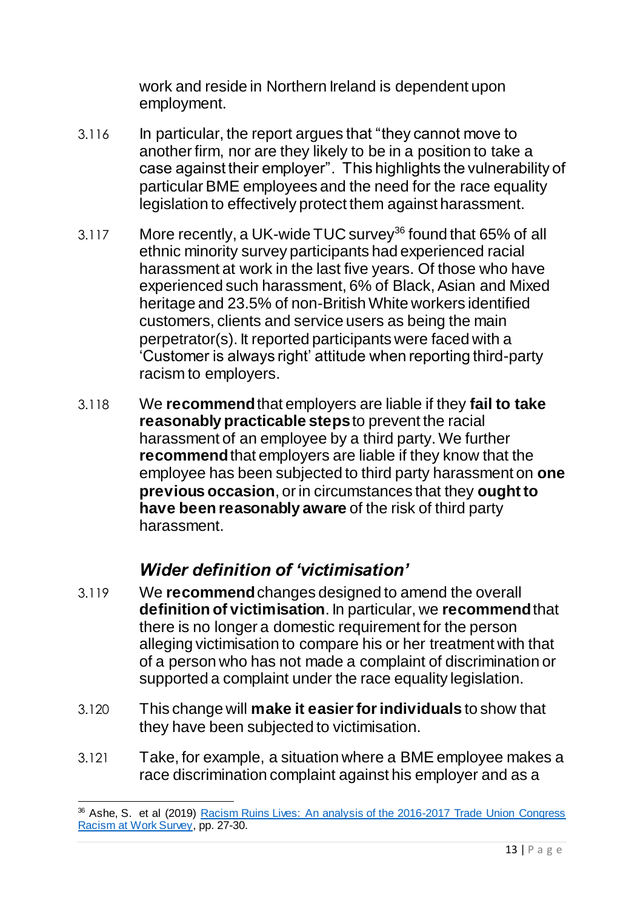work and reside in Northern Ireland is dependent upon employment.

3.116 In particular, the report argues that "they cannot move to another firm, nor are they likely to be in a position to take a case against their employer". This highlights the vulnerability of particular BME employees and the need for the race equality legislation to effectively protect them against harassment.

3.117 More recently, a UK-wide TUC survey[36] found that 65% of all ethnic minority survey participants had experienced racial harassment at work in the last five years. Of those who have experienced such harassment, 6% of Black, Asian and Mixed heritage and 23.5% of non-British White workers identified customers, clients and service users as being the main perpetrator(s). It reported participants were faced with a 'Customer is always right' attitude when reporting third-party racism to employers.

3.118 We **recommend** that employers are liable if they **fail to take reasonably practicable steps** to prevent the racial harassment of an employee by a third party. We further **recommend** that employers are liable if they know that the employee has been subjected to third party harassment on **one previous occasion**, or in circumstances that they **ought to have been reasonably aware** of the risk of third party harassment.

### *Wider definition of 'victimisation'*

3.119 We **recommend** changes designed to amend the overall **definition of victimisation**. In particular, we **recommend** that there is no longer a domestic requirement for the person alleging victimisation to compare his or her treatment with that of a person who has not made a complaint of discrimination or supported a complaint under the race equality legislation.

3.120 This change will **make it easier for individuals** to show that they have been subjected to victimisation.

3.121 Take, for example, a situation where a BME employee makes a race discrimination complaint against his employer and as a

---

[36] Ashe, S. et al (2019) Racism Ruins Lives: An analysis of the 2016-2017 Trade Union Congress Racism at Work Survey, pp. 27-30.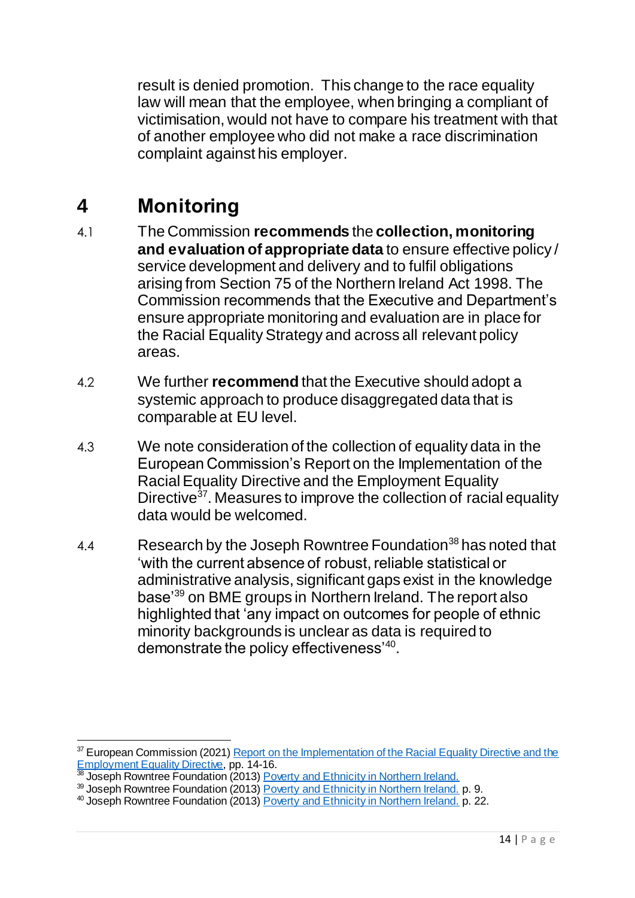result is denied promotion. This change to the race equality law will mean that the employee, when bringing a compliant of victimisation, would not have to compare his treatment with that of another employee who did not make a race discrimination complaint against his employer.

# 4 Monitoring

4.1 The Commission **recommends** the **collection, monitoring and evaluation of appropriate data** to ensure effective policy / service development and delivery and to fulfil obligations arising from Section 75 of the Northern Ireland Act 1998. The Commission recommends that the Executive and Department's ensure appropriate monitoring and evaluation are in place for the Racial Equality Strategy and across all relevant policy areas.

4.2 We further **recommend** that the Executive should adopt a systemic approach to produce disaggregated data that is comparable at EU level.

4.3 We note consideration of the collection of equality data in the European Commission's Report on the Implementation of the Racial Equality Directive and the Employment Equality Directive[37]. Measures to improve the collection of racial equality data would be welcomed.

4.4 Research by the Joseph Rowntree Foundation[38] has noted that 'with the current absence of robust, reliable statistical or administrative analysis, significant gaps exist in the knowledge base'[39] on BME groups in Northern Ireland. The report also highlighted that 'any impact on outcomes for people of ethnic minority backgrounds is unclear as data is required to demonstrate the policy effectiveness'[40].

---

[37] European Commission (2021) Report on the Implementation of the Racial Equality Directive and the Employment Equality Directive, pp. 14-16.

[38] Joseph Rowntree Foundation (2013) Poverty and Ethnicity in Northern Ireland.

[39] Joseph Rowntree Foundation (2013) Poverty and Ethnicity in Northern Ireland. p. 9.

[40] Joseph Rowntree Foundation (2013) Poverty and Ethnicity in Northern Ireland. p. 22.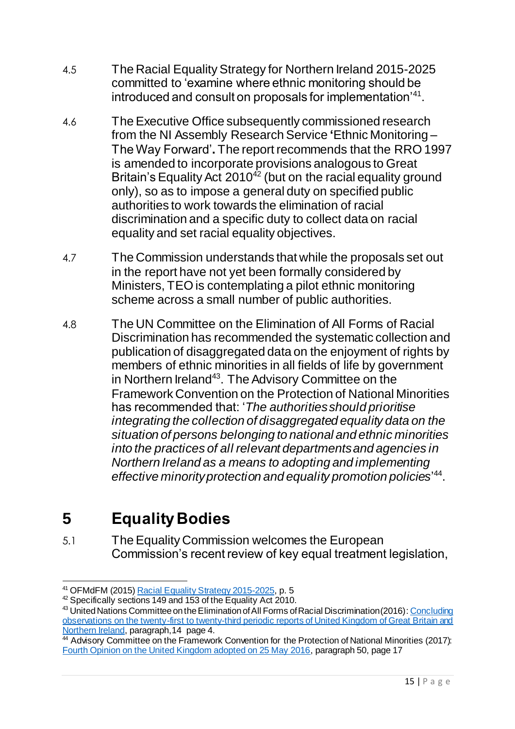4.5 The Racial Equality Strategy for Northern Ireland 2015-2025 committed to 'examine where ethnic monitoring should be introduced and consult on proposals for implementation'[41].

4.6 The Executive Office subsequently commissioned research from the NI Assembly Research Service **'**Ethnic Monitoring – The Way Forward'**.** The report recommends that the RRO 1997 is amended to incorporate provisions analogous to Great Britain's Equality Act 2010[42] (but on the racial equality ground only), so as to impose a general duty on specified public authorities to work towards the elimination of racial discrimination and a specific duty to collect data on racial equality and set racial equality objectives.

4.7 The Commission understands that while the proposals set out in the report have not yet been formally considered by Ministers, TEO is contemplating a pilot ethnic monitoring scheme across a small number of public authorities.

4.8 The UN Committee on the Elimination of All Forms of Racial Discrimination has recommended the systematic collection and publication of disaggregated data on the enjoyment of rights by members of ethnic minorities in all fields of life by government in Northern Ireland[43]. The Advisory Committee on the Framework Convention on the Protection of National Minorities has recommended that: '*The authorities should prioritise integrating the collection of disaggregated equality data on the situation of persons belonging to national and ethnic minorities into the practices of all relevant departments and agencies in Northern Ireland as a means to adopting and implementing effective minority protection and equality promotion policies*'[44].

# 5 Equality Bodies

5.1 The Equality Commission welcomes the European Commission's recent review of key equal treatment legislation,

---

[41] OFMdFM (2015) Racial Equality Strategy 2015-2025, p. 5

[42] Specifically sections 149 and 153 of the Equality Act 2010.

[43] United Nations Committee on the Elimination of All Forms of Racial Discrimination (2016): Concluding observations on the twenty-first to twenty-third periodic reports of United Kingdom of Great Britain and Northern Ireland, paragraph,14 page 4.

[44] Advisory Committee on the Framework Convention for the Protection of National Minorities (2017): Fourth Opinion on the United Kingdom adopted on 25 May 2016, paragraph 50, page 17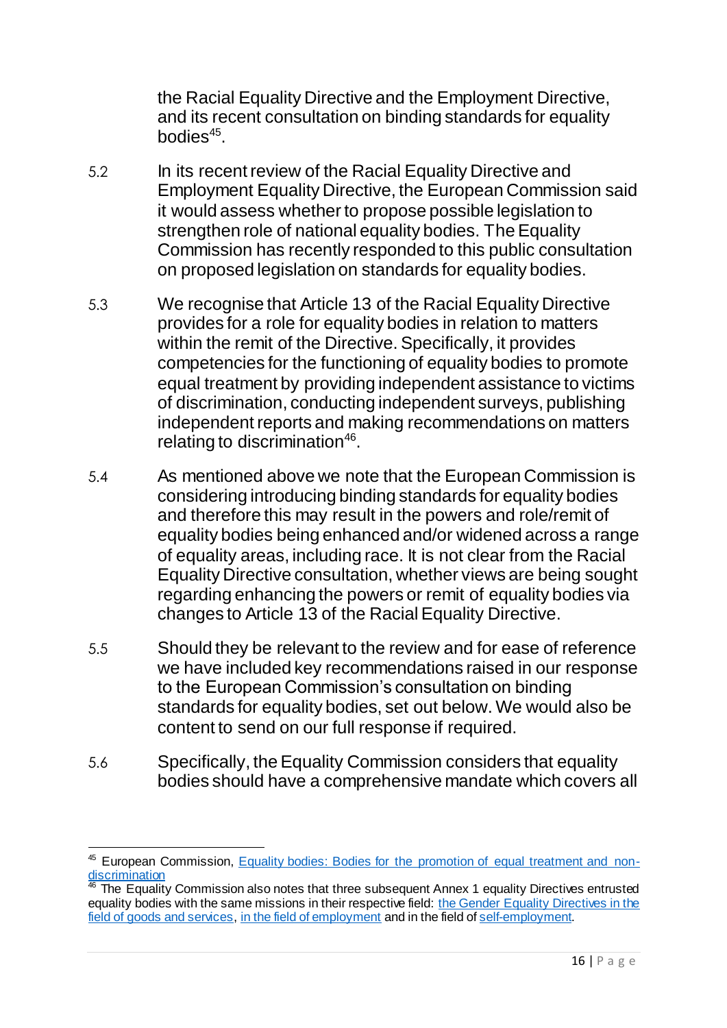the Racial Equality Directive and the Employment Directive, and its recent consultation on binding standards for equality bodies[45].

5.2 In its recent review of the Racial Equality Directive and Employment Equality Directive, the European Commission said it would assess whether to propose possible legislation to strengthen role of national equality bodies. The Equality Commission has recently responded to this public consultation on proposed legislation on standards for equality bodies.

5.3 We recognise that Article 13 of the Racial Equality Directive provides for a role for equality bodies in relation to matters within the remit of the Directive. Specifically, it provides competencies for the functioning of equality bodies to promote equal treatment by providing independent assistance to victims of discrimination, conducting independent surveys, publishing independent reports and making recommendations on matters relating to discrimination[46].

5.4 As mentioned above we note that the European Commission is considering introducing binding standards for equality bodies and therefore this may result in the powers and role/remit of equality bodies being enhanced and/or widened across a range of equality areas, including race. It is not clear from the Racial Equality Directive consultation, whether views are being sought regarding enhancing the powers or remit of equality bodies via changes to Article 13 of the Racial Equality Directive.

5.5 Should they be relevant to the review and for ease of reference we have included key recommendations raised in our response to the European Commission's consultation on binding standards for equality bodies, set out below. We would also be content to send on our full response if required.

5.6 Specifically, the Equality Commission considers that equality bodies should have a comprehensive mandate which covers all

---

[45] European Commission, Equality bodies: Bodies for the promotion of equal treatment and non-discrimination

[46] The Equality Commission also notes that three subsequent Annex 1 equality Directives entrusted equality bodies with the same missions in their respective field: the Gender Equality Directives in the field of goods and services, in the field of employment and in the field of self-employment.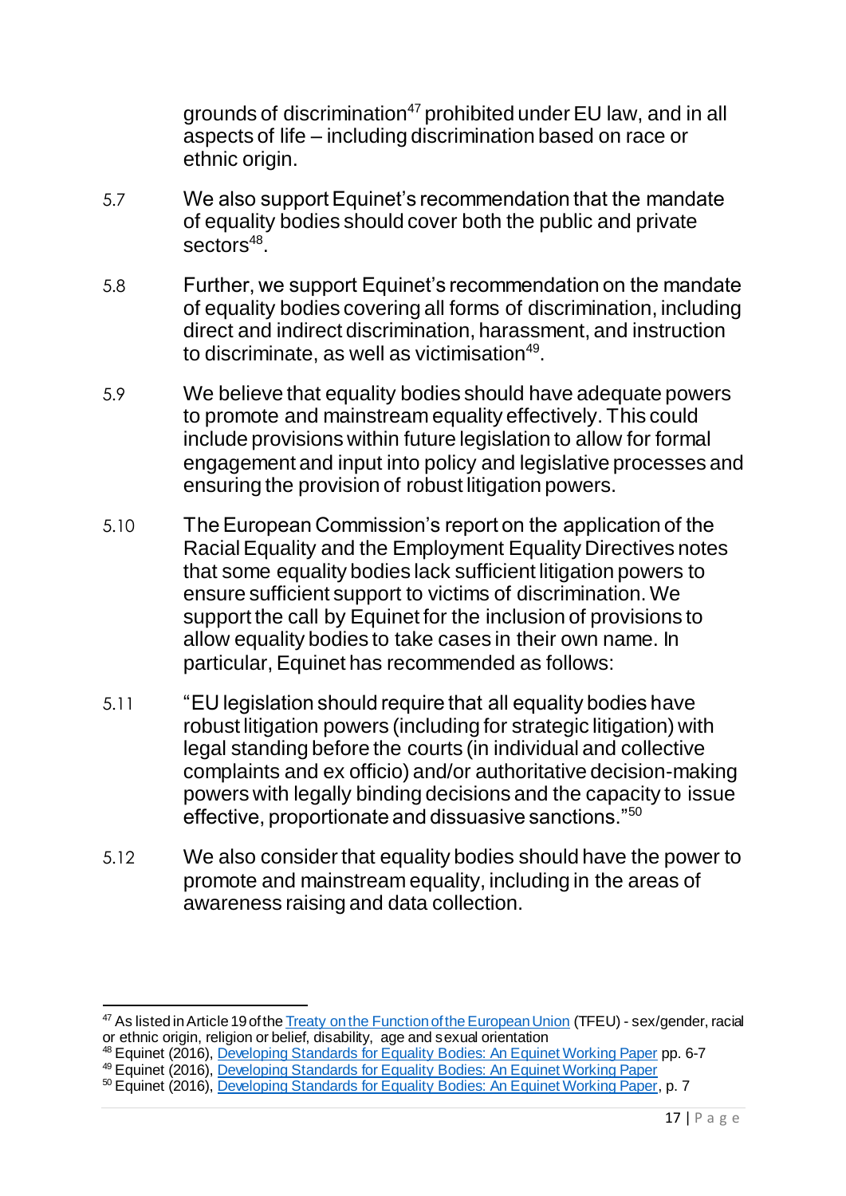grounds of discrimination[47] prohibited under EU law, and in all aspects of life – including discrimination based on race or ethnic origin.

5.7 We also support Equinet's recommendation that the mandate of equality bodies should cover both the public and private sectors[48].

5.8 Further, we support Equinet's recommendation on the mandate of equality bodies covering all forms of discrimination, including direct and indirect discrimination, harassment, and instruction to discriminate, as well as victimisation[49].

5.9 We believe that equality bodies should have adequate powers to promote and mainstream equality effectively. This could include provisions within future legislation to allow for formal engagement and input into policy and legislative processes and ensuring the provision of robust litigation powers.

5.10 The European Commission's report on the application of the Racial Equality and the Employment Equality Directives notes that some equality bodies lack sufficient litigation powers to ensure sufficient support to victims of discrimination. We support the call by Equinet for the inclusion of provisions to allow equality bodies to take cases in their own name. In particular, Equinet has recommended as follows:

5.11 "EU legislation should require that all equality bodies have robust litigation powers (including for strategic litigation) with legal standing before the courts (in individual and collective complaints and ex officio) and/or authoritative decision-making powers with legally binding decisions and the capacity to issue effective, proportionate and dissuasive sanctions."[50]

5.12 We also consider that equality bodies should have the power to promote and mainstream equality, including in the areas of awareness raising and data collection.

---

[47] As listed in Article 19 of the Treaty on the Function of the European Union (TFEU) - sex/gender, racial or ethnic origin, religion or belief, disability, age and sexual orientation

[48] Equinet (2016), Developing Standards for Equality Bodies: An Equinet Working Paper pp. 6-7

[49] Equinet (2016), Developing Standards for Equality Bodies: An Equinet Working Paper

[50] Equinet (2016), Developing Standards for Equality Bodies: An Equinet Working Paper, p. 7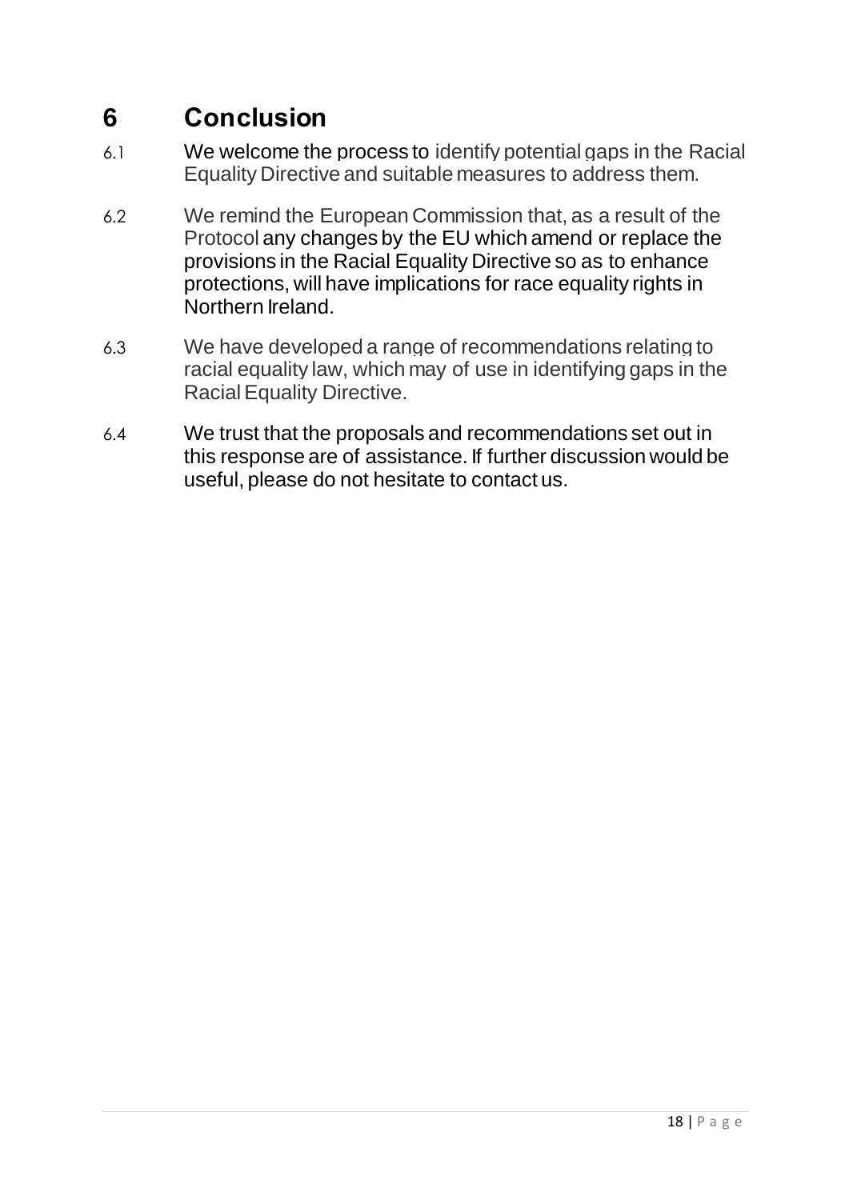## 6 Conclusion

6.1 We welcome the process to identify potential gaps in the Racial Equality Directive and suitable measures to address them.

6.2 We remind the European Commission that, as a result of the Protocol any changes by the EU which amend or replace the provisions in the Racial Equality Directive so as to enhance protections, will have implications for race equality rights in Northern Ireland.

6.3 We have developed a range of recommendations relating to racial equality law, which may of use in identifying gaps in the Racial Equality Directive.

6.4 We trust that the proposals and recommendations set out in this response are of assistance. If further discussion would be useful, please do not hesitate to contact us.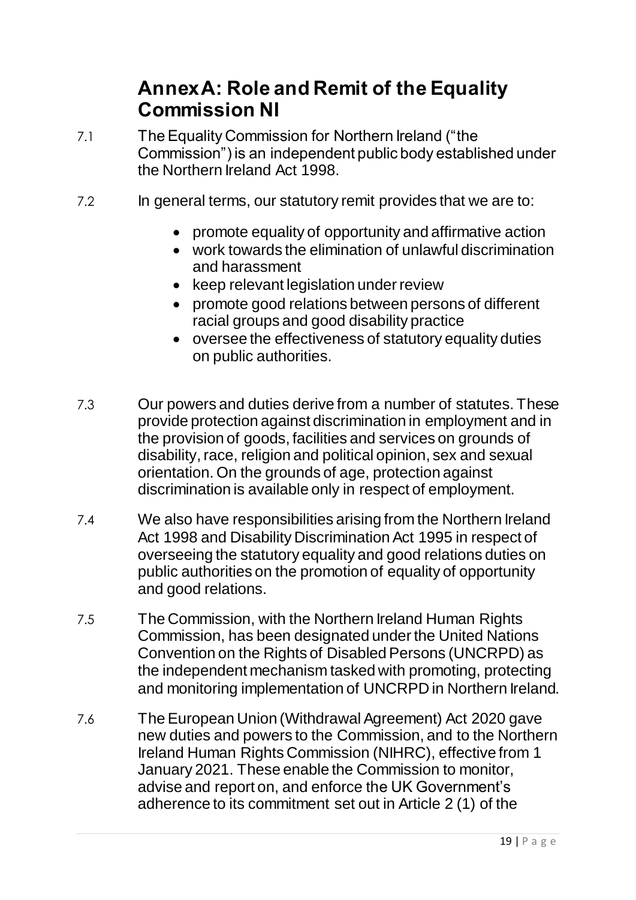# Annex A: Role and Remit of the Equality Commission NI

7.1 The Equality Commission for Northern Ireland ("the Commission") is an independent public body established under the Northern Ireland Act 1998.

7.2 In general terms, our statutory remit provides that we are to:

- promote equality of opportunity and affirmative action
- work towards the elimination of unlawful discrimination and harassment
- keep relevant legislation under review
- promote good relations between persons of different racial groups and good disability practice
- oversee the effectiveness of statutory equality duties on public authorities.

7.3 Our powers and duties derive from a number of statutes. These provide protection against discrimination in employment and in the provision of goods, facilities and services on grounds of disability, race, religion and political opinion, sex and sexual orientation. On the grounds of age, protection against discrimination is available only in respect of employment.

7.4 We also have responsibilities arising from the Northern Ireland Act 1998 and Disability Discrimination Act 1995 in respect of overseeing the statutory equality and good relations duties on public authorities on the promotion of equality of opportunity and good relations.

7.5 The Commission, with the Northern Ireland Human Rights Commission, has been designated under the United Nations Convention on the Rights of Disabled Persons (UNCRPD) as the independent mechanism tasked with promoting, protecting and monitoring implementation of UNCRPD in Northern Ireland.

7.6 The European Union (Withdrawal Agreement) Act 2020 gave new duties and powers to the Commission, and to the Northern Ireland Human Rights Commission (NIHRC), effective from 1 January 2021. These enable the Commission to monitor, advise and report on, and enforce the UK Government's adherence to its commitment set out in Article 2 (1) of the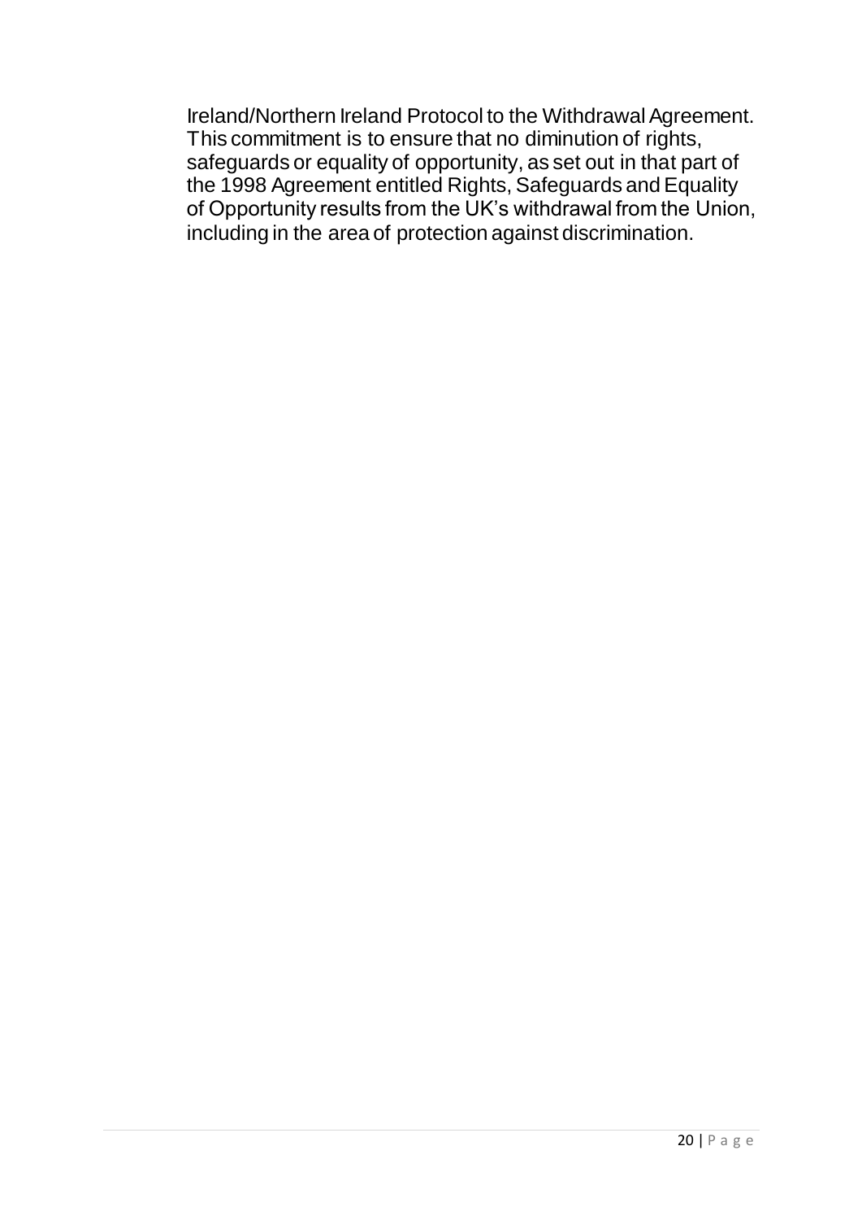Ireland/Northern Ireland Protocol to the Withdrawal Agreement. This commitment is to ensure that no diminution of rights, safeguards or equality of opportunity, as set out in that part of the 1998 Agreement entitled Rights, Safeguards and Equality of Opportunity results from the UK's withdrawal from the Union, including in the area of protection against discrimination.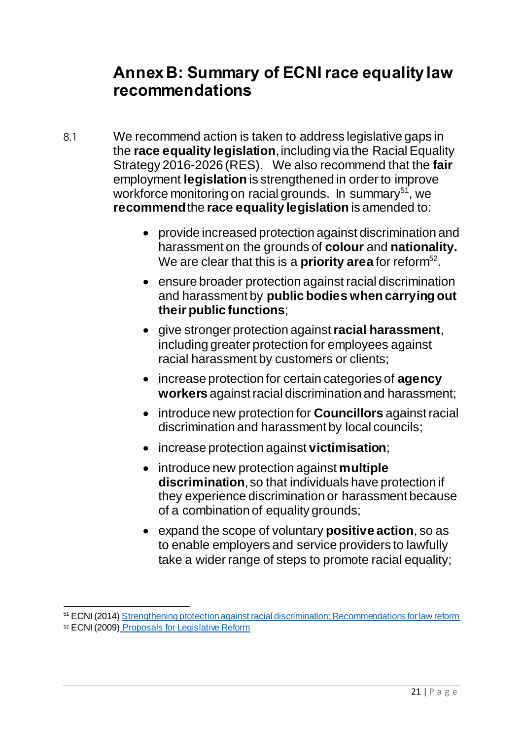# Annex B: Summary of ECNI race equality law recommendations

8.1 We recommend action is taken to address legislative gaps in the **race equality legislation**, including via the Racial Equality Strategy 2016-2026 (RES). We also recommend that the **fair** employment **legislation** is strengthened in order to improve workforce monitoring on racial grounds. In summary[51], we **recommend** the **race equality legislation** is amended to:

- provide increased protection against discrimination and harassment on the grounds of **colour** and **nationality.** We are clear that this is a **priority area** for reform[52].
- ensure broader protection against racial discrimination and harassment by **public bodies when carrying out their public functions**;
- give stronger protection against **racial harassment**, including greater protection for employees against racial harassment by customers or clients;
- increase protection for certain categories of **agency workers** against racial discrimination and harassment;
- introduce new protection for **Councillors** against racial discrimination and harassment by local councils;
- increase protection against **victimisation**;
- introduce new protection against **multiple discrimination**, so that individuals have protection if they experience discrimination or harassment because of a combination of equality grounds;
- expand the scope of voluntary **positive action**, so as to enable employers and service providers to lawfully take a wider range of steps to promote racial equality;

---

[51] ECNI (2014) [Strengthening protection against racial discrimination: Recommendations for law reform]()

[52] ECNI (2009) [Proposals for Legislative Reform]()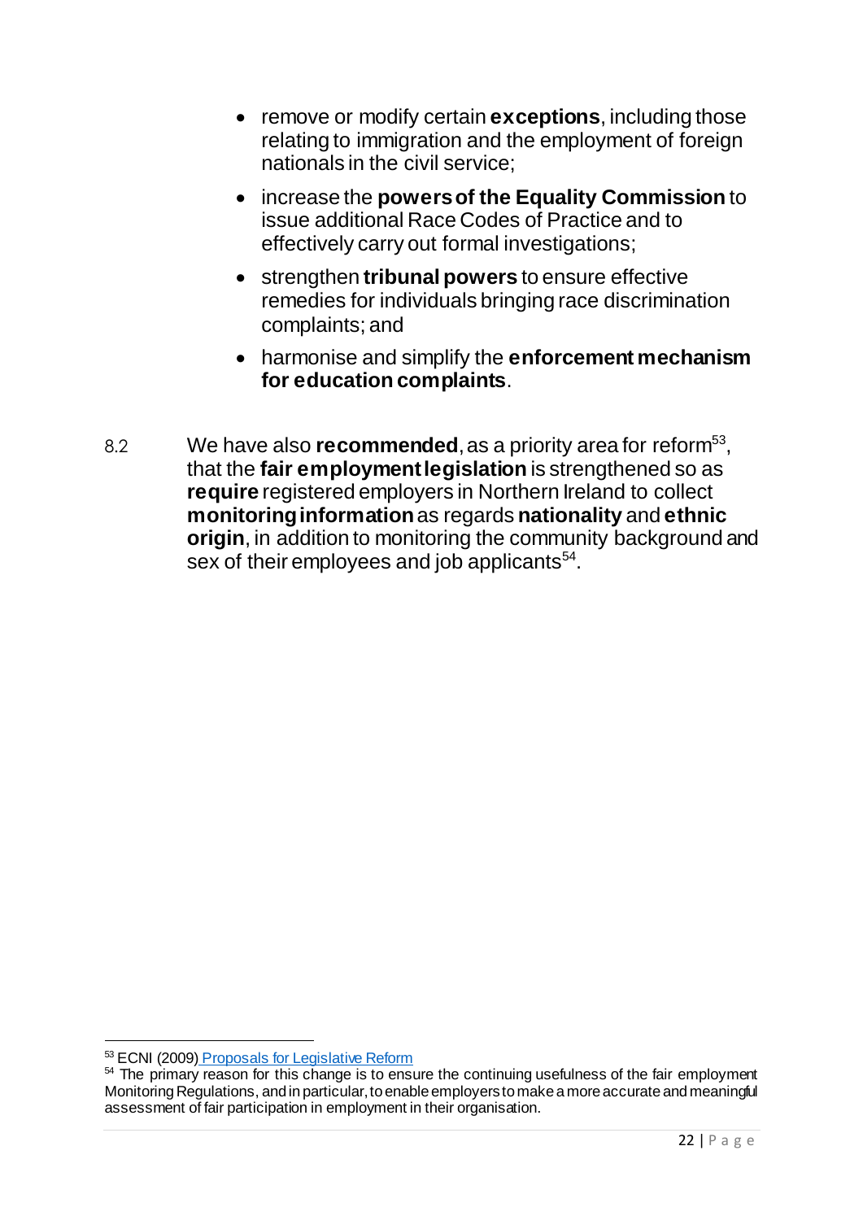- remove or modify certain **exceptions**, including those relating to immigration and the employment of foreign nationals in the civil service;
- increase the **powers of the Equality Commission** to issue additional Race Codes of Practice and to effectively carry out formal investigations;
- strengthen **tribunal powers** to ensure effective remedies for individuals bringing race discrimination complaints; and
- harmonise and simplify the **enforcement mechanism for education complaints**.

8.2 We have also **recommended**, as a priority area for reform[53], that the **fair employment legislation** is strengthened so as **require** registered employers in Northern Ireland to collect **monitoring information** as regards **nationality** and **ethnic origin**, in addition to monitoring the community background and sex of their employees and job applicants[54].

---

[53] ECNI (2009) Proposals for Legislative Reform

[54] The primary reason for this change is to ensure the continuing usefulness of the fair employment Monitoring Regulations, and in particular, to enable employers to make a more accurate and meaningful assessment of fair participation in employment in their organisation.